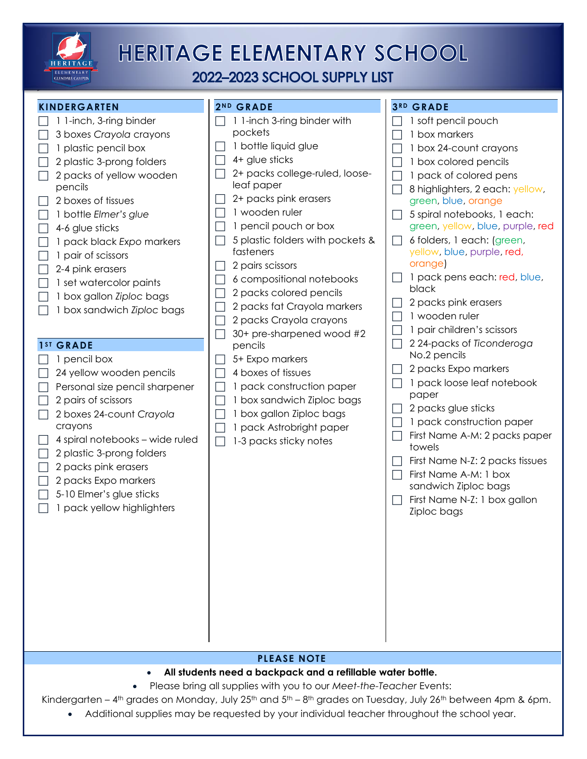# HERITAGE ELEMENTARY SCHOOL

## 2022–2023 SCHOOL SUPPLY LIST

### KINDERGARTEN

- [ ] 1 1-inch, 3-ring binder
- [ ] 3 boxes *Crayola* crayons
- [ ] 1 plastic pencil box
- [ ] 2 plastic 3-prong folders
- [ ] 2 packs of yellow wooden pencils
- [ ] 2 boxes of tissues
- [ ] 1 bottle *Elmer's glue*
- [ ] 4-6 glue sticks
- [ ] 1 pack black *Expo* markers
- [ ] 1 pair of scissors
- [ ] 2-4 pink erasers
- [ ] 1 set watercolor paints
- [ ] 1 box gallon *Ziploc* bags
- [ ] 1 box sandwich *Ziploc* bags

### 1ST GRADE

- [ ] 1 pencil box
- [ ] 24 yellow wooden pencils
- [ ] Personal size pencil sharpener
- [ ] 2 pairs of scissors
- [ ] 2 boxes 24-count *Crayola* crayons
- [ ] 4 spiral notebooks – wide ruled
- [ ] 2 plastic 3-prong folders
- [ ] 2 packs pink erasers
- [ ] 2 packs Expo markers
- [ ] 5-10 Elmer's glue sticks
- [ ] 1 pack yellow highlighters

### 2ND GRADE

- [ ] 1 1-inch 3-ring binder with pockets
- [ ] 1 bottle liquid glue
- [ ] 4+ glue sticks
- [ ] 2+ packs college-ruled, loose-leaf paper
- [ ] 2+ packs pink erasers
- [ ] 1 wooden ruler
- [ ] 1 pencil pouch or box
- [ ] 5 plastic folders with pockets & fasteners
- [ ] 2 pairs scissors
- [ ] 6 compositional notebooks
- [ ] 2 packs colored pencils
- [ ] 2 packs fat Crayola markers
- [ ] 2 packs Crayola crayons
- [ ] 30+ pre-sharpened wood #2 pencils
- [ ] 5+ Expo markers
- [ ] 4 boxes of tissues
- [ ] 1 pack construction paper
- [ ] 1 box sandwich Ziploc bags
- [ ] 1 box gallon Ziploc bags
- [ ] 1 pack Astrobright paper
- [ ] 1-3 packs sticky notes

### 3RD GRADE

- [ ] 1 soft pencil pouch
- [ ] 1 box markers
- [ ] 1 box 24-count crayons
- [ ] 1 box colored pencils
- [ ] 1 pack of colored pens
- [ ] 8 highlighters, 2 each: yellow, green, blue, orange
- [ ] 5 spiral notebooks, 1 each: green, yellow, blue, purple, red
- [ ] 6 folders, 1 each: (green, yellow, blue, purple, red, orange)
- [ ] 1 pack pens each: red, blue, black
- [ ] 2 packs pink erasers
- [ ] 1 wooden ruler
- [ ] 1 pair children's scissors
- [ ] 2 24-packs of *Ticonderoga* No.2 pencils
- [ ] 2 packs Expo markers
- [ ] 1 pack loose leaf notebook paper
- [ ] 2 packs glue sticks
- [ ] 1 pack construction paper
- [ ] First Name A-M: 2 packs paper towels
- [ ] First Name N-Z: 2 packs tissues
- [ ] First Name A-M: 1 box sandwich Ziploc bags
- [ ] First Name N-Z: 1 box gallon Ziploc bags

### PLEASE NOTE

- **All students need a backpack and a refillable water bottle.**
- Please bring all supplies with you to our *Meet-the-Teacher* Events:
  Kindergarten – 4th grades on Monday, July 25th and 5th – 8th grades on Tuesday, July 26th between 4pm & 6pm.
- Additional supplies may be requested by your individual teacher throughout the school year.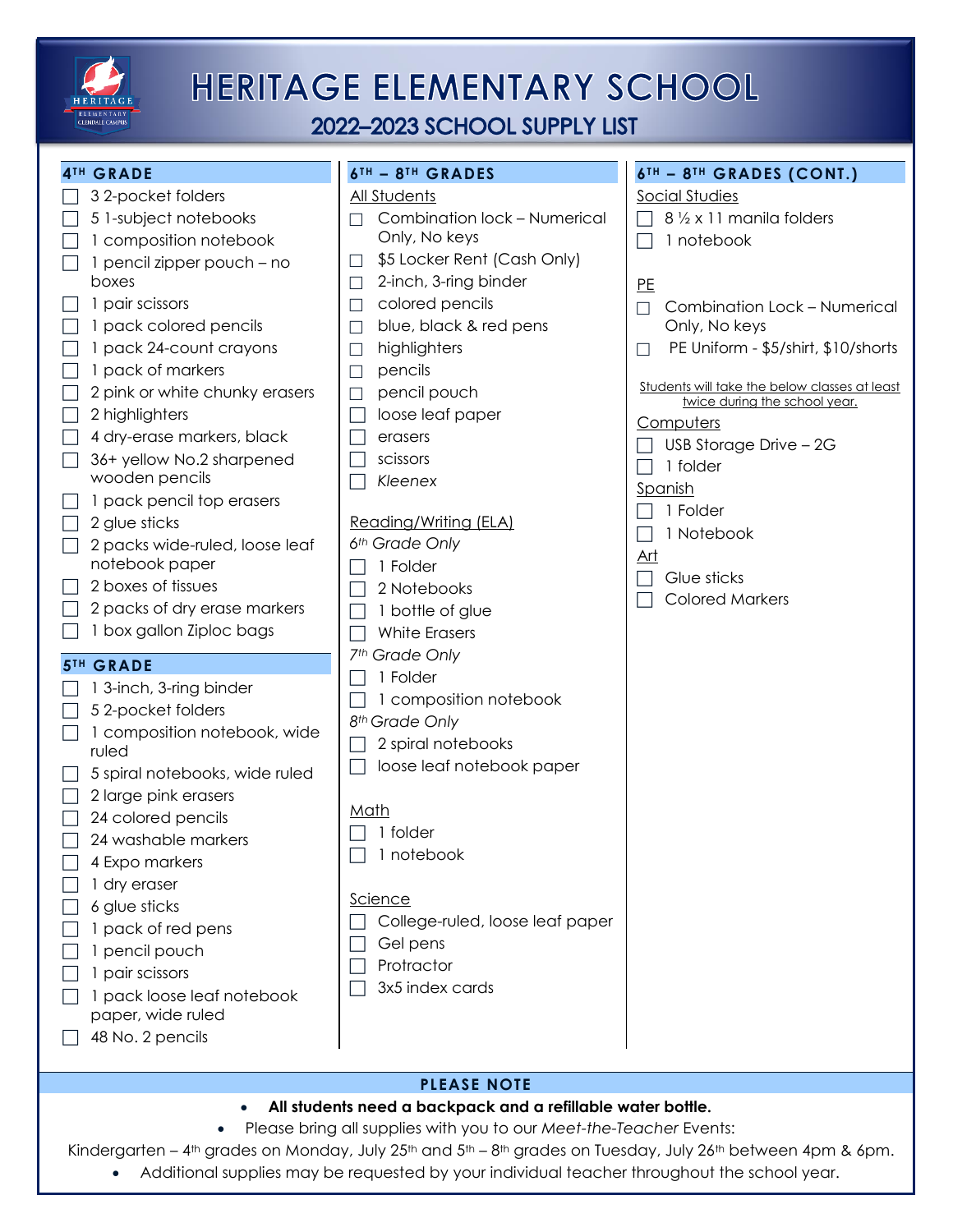# HERITAGE ELEMENTARY SCHOOL

## 2022–2023 SCHOOL SUPPLY LIST

### 4TH GRADE

- [ ] 3 2-pocket folders
- [ ] 5 1-subject notebooks
- [ ] 1 composition notebook
- [ ] 1 pencil zipper pouch – no boxes
- [ ] 1 pair scissors
- [ ] 1 pack colored pencils
- [ ] 1 pack 24-count crayons
- [ ] 1 pack of markers
- [ ] 2 pink or white chunky erasers
- [ ] 2 highlighters
- [ ] 4 dry-erase markers, black
- [ ] 36+ yellow No.2 sharpened wooden pencils
- [ ] 1 pack pencil top erasers
- [ ] 2 glue sticks
- [ ] 2 packs wide-ruled, loose leaf notebook paper
- [ ] 2 boxes of tissues
- [ ] 2 packs of dry erase markers
- [ ] 1 box gallon Ziploc bags

### 5TH GRADE

- [ ] 1 3-inch, 3-ring binder
- [ ] 5 2-pocket folders
- [ ] 1 composition notebook, wide ruled
- [ ] 5 spiral notebooks, wide ruled
- [ ] 2 large pink erasers
- [ ] 24 colored pencils
- [ ] 24 washable markers
- [ ] 4 Expo markers
- [ ] 1 dry eraser
- [ ] 6 glue sticks
- [ ] 1 pack of red pens
- [ ] 1 pencil pouch
- [ ] 1 pair scissors
- [ ] 1 pack loose leaf notebook paper, wide ruled
- [ ] 48 No. 2 pencils

### 6TH – 8TH GRADES

<u>All Students</u>

- [ ] Combination lock – Numerical Only, No keys
- [ ] $5 Locker Rent (Cash Only)
- [ ] 2-inch, 3-ring binder
- [ ] colored pencils
- [ ] blue, black & red pens
- [ ] highlighters
- [ ] pencils
- [ ] pencil pouch
- [ ] loose leaf paper
- [ ] erasers
- [ ] scissors
- [ ] *Kleenex*

<u>Reading/Writing (ELA)</u>

*6th Grade Only*

- [ ] 1 Folder
- [ ] 2 Notebooks
- [ ] 1 bottle of glue
- [ ] White Erasers

*7th Grade Only*

- [ ] 1 Folder
- [ ] 1 composition notebook

*8th Grade Only*

- [ ] 2 spiral notebooks
- [ ] loose leaf notebook paper

<u>Math</u>

- [ ] 1 folder
- [ ] 1 notebook

<u>Science</u>

- [ ] College-ruled, loose leaf paper
- [ ] Gel pens
- [ ] Protractor
- [ ] 3x5 index cards

### 6TH – 8TH GRADES (CONT.)

<u>Social Studies</u>

- [ ] 8 ½ x 11 manila folders
- [ ] 1 notebook

<u>PE</u>

- [ ] Combination Lock – Numerical Only, No keys
- [ ] PE Uniform - $5/shirt, $10/shorts

<u>Students will take the below classes at least twice during the school year.</u>

<u>Computers</u>

- [ ] USB Storage Drive – 2G
- [ ] 1 folder

<u>Spanish</u>

- [ ] 1 Folder
- [ ] 1 Notebook

<u>Art</u>

- [ ] Glue sticks
- [ ] Colored Markers

### PLEASE NOTE

- **All students need a backpack and a refillable water bottle.**
- Please bring all supplies with you to our *Meet-the-Teacher* Events:

Kindergarten – 4th grades on Monday, July 25th and 5th – 8th grades on Tuesday, July 26th between 4pm & 6pm.

- Additional supplies may be requested by your individual teacher throughout the school year.